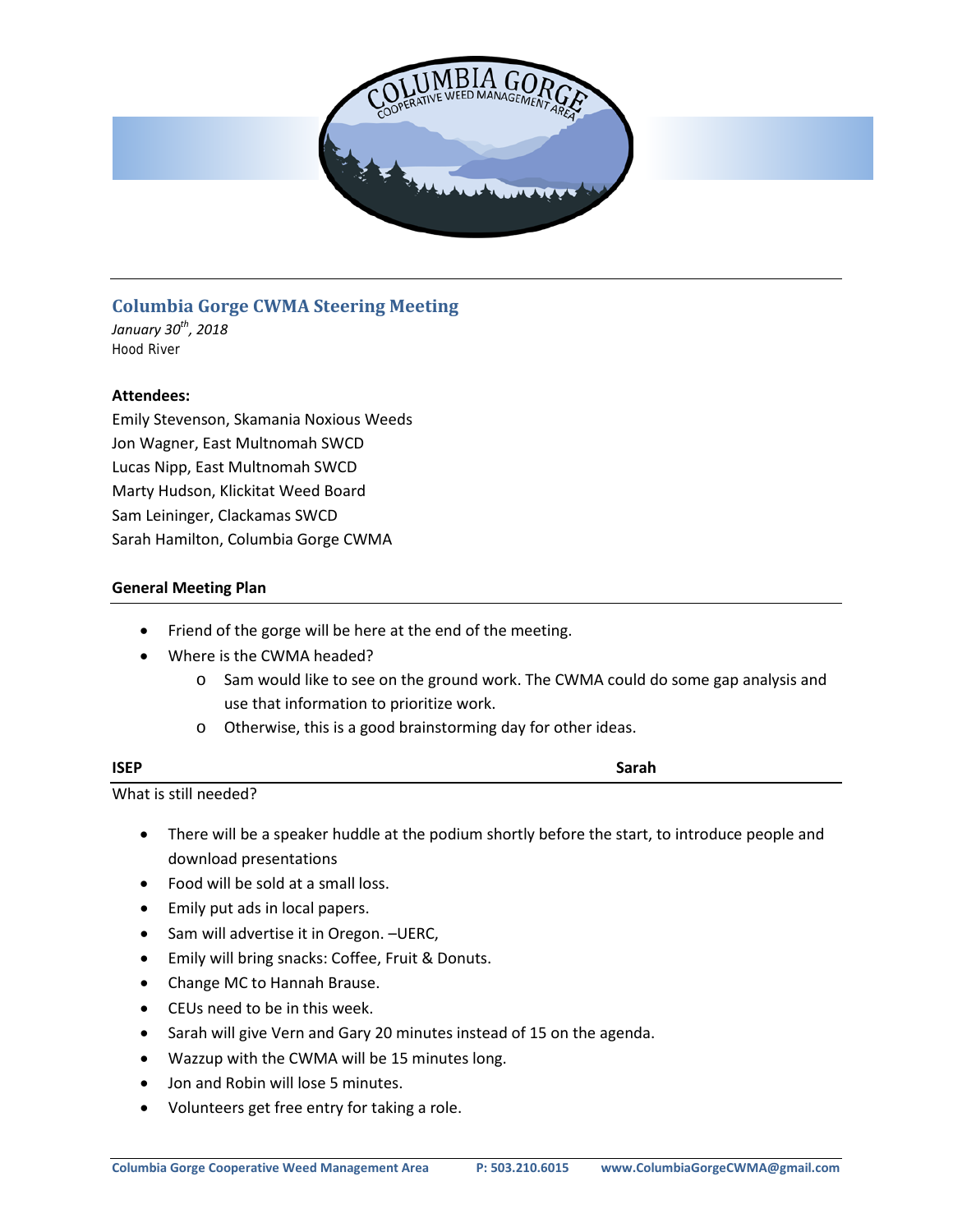## Columbia Gorge CWMA Steering Meeting

*January 30th, 2018*
Hood River

**Attendees:**
Emily Stevenson, Skamania Noxious Weeds
Jon Wagner, East Multnomah SWCD
Lucas Nipp, East Multnomah SWCD
Marty Hudson, Klickitat Weed Board
Sam Leininger, Clackamas SWCD
Sarah Hamilton, Columbia Gorge CWMA

**General Meeting Plan**

- Friend of the gorge will be here at the end of the meeting.
- Where is the CWMA headed?
  - Sam would like to see on the ground work. The CWMA could do some gap analysis and use that information to prioritize work.
  - Otherwise, this is a good brainstorming day for other ideas.

**ISEP** **Sarah**

What is still needed?

- There will be a speaker huddle at the podium shortly before the start, to introduce people and download presentations
- Food will be sold at a small loss.
- Emily put ads in local papers.
- Sam will advertise it in Oregon. –UERC,
- Emily will bring snacks: Coffee, Fruit & Donuts.
- Change MC to Hannah Brause.
- CEUs need to be in this week.
- Sarah will give Vern and Gary 20 minutes instead of 15 on the agenda.
- Wazzup with the CWMA will be 15 minutes long.
- Jon and Robin will lose 5 minutes.
- Volunteers get free entry for taking a role.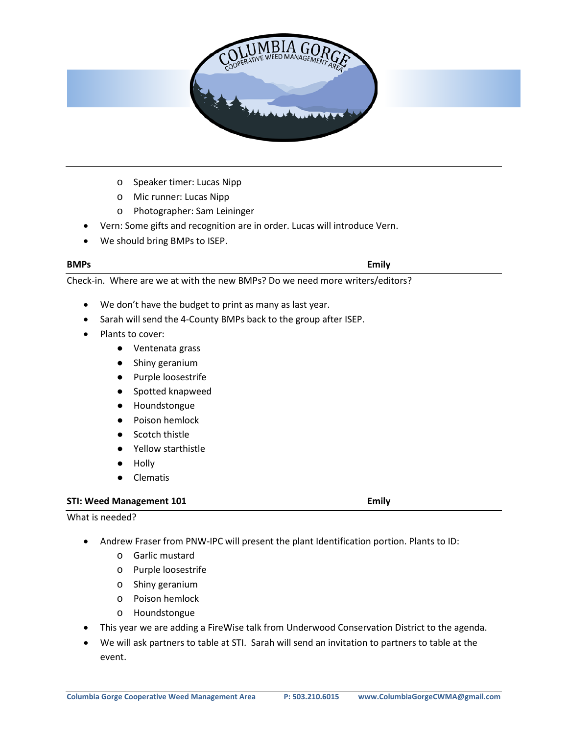- Speaker timer: Lucas Nipp
  - Mic runner: Lucas Nipp
  - Photographer: Sam Leininger
- Vern: Some gifts and recognition are in order. Lucas will introduce Vern.
- We should bring BMPs to ISEP.

**BMPs** **Emily**

Check-in. Where are we at with the new BMPs? Do we need more writers/editors?

- We don't have the budget to print as many as last year.
- Sarah will send the 4-County BMPs back to the group after ISEP.
- Plants to cover:
  - Ventenata grass
  - Shiny geranium
  - Purple loosestrife
  - Spotted knapweed
  - Houndstongue
  - Poison hemlock
  - Scotch thistle
  - Yellow starthistle
  - Holly
  - Clematis

**STI: Weed Management 101** **Emily**

What is needed?

- Andrew Fraser from PNW-IPC will present the plant Identification portion. Plants to ID:
  - Garlic mustard
  - Purple loosestrife
  - Shiny geranium
  - Poison hemlock
  - Houndstongue
- This year we are adding a FireWise talk from Underwood Conservation District to the agenda.
- We will ask partners to table at STI. Sarah will send an invitation to partners to table at the event.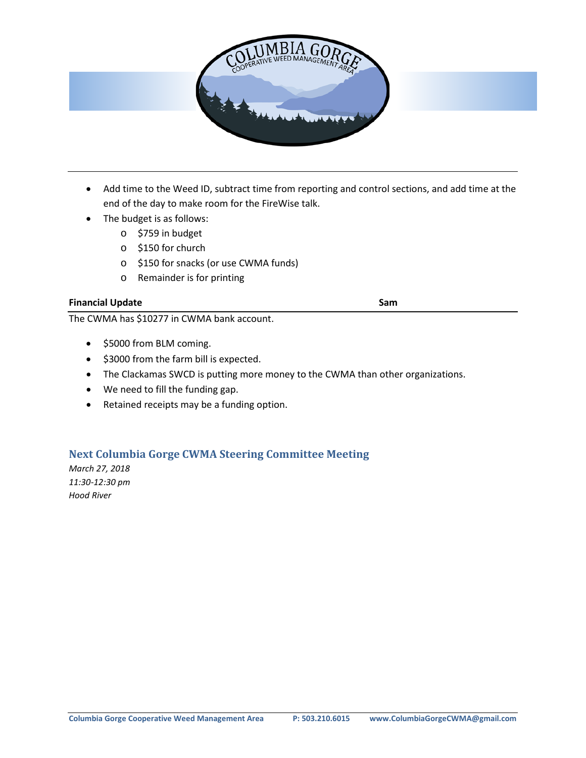- Add time to the Weed ID, subtract time from reporting and control sections, and add time at the end of the day to make room for the FireWise talk.
- The budget is as follows:
  - $759 in budget
  - $150 for church
  - $150 for snacks (or use CWMA funds)
  - Remainder is for printing

**Financial Update** **Sam**

The CWMA has $10277 in CWMA bank account.

- $5000 from BLM coming.
- $3000 from the farm bill is expected.
- The Clackamas SWCD is putting more money to the CWMA than other organizations.
- We need to fill the funding gap.
- Retained receipts may be a funding option.

## Next Columbia Gorge CWMA Steering Committee Meeting

*March 27, 2018*
*11:30-12:30 pm*
*Hood River*